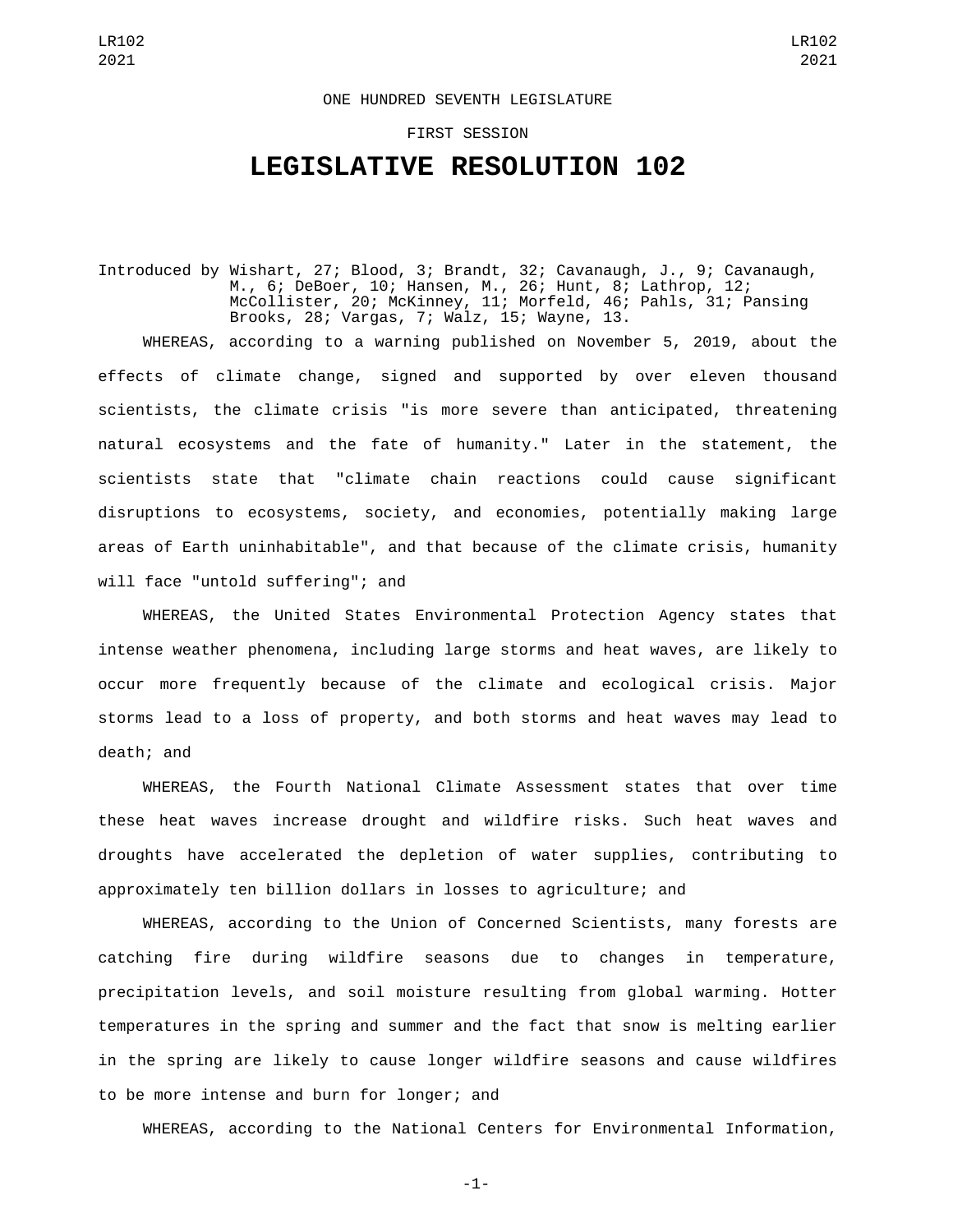ONE HUNDRED SEVENTH LEGISLATURE

FIRST SESSION

# LEGISLATIVE RESOLUTION 102

Introduced by Wishart, 27; Blood, 3; Brandt, 32; Cavanaugh, J., 9; Cavanaugh, M., 6; DeBoer, 10; Hansen, M., 26; Hunt, 8; Lathrop, 12; McCollister, 20; McKinney, 11; Morfeld, 46; Pahls, 31; Pansing Brooks, 28; Vargas, 7; Walz, 15; Wayne, 13.

WHEREAS, according to a warning published on November 5, 2019, about the effects of climate change, signed and supported by over eleven thousand scientists, the climate crisis "is more severe than anticipated, threatening natural ecosystems and the fate of humanity." Later in the statement, the scientists state that "climate chain reactions could cause significant disruptions to ecosystems, society, and economies, potentially making large areas of Earth uninhabitable", and that because of the climate crisis, humanity will face "untold suffering"; and

WHEREAS, the United States Environmental Protection Agency states that intense weather phenomena, including large storms and heat waves, are likely to occur more frequently because of the climate and ecological crisis. Major storms lead to a loss of property, and both storms and heat waves may lead to death; and

WHEREAS, the Fourth National Climate Assessment states that over time these heat waves increase drought and wildfire risks. Such heat waves and droughts have accelerated the depletion of water supplies, contributing to approximately ten billion dollars in losses to agriculture; and

WHEREAS, according to the Union of Concerned Scientists, many forests are catching fire during wildfire seasons due to changes in temperature, precipitation levels, and soil moisture resulting from global warming. Hotter temperatures in the spring and summer and the fact that snow is melting earlier in the spring are likely to cause longer wildfire seasons and cause wildfires to be more intense and burn for longer; and

WHEREAS, according to the National Centers for Environmental Information,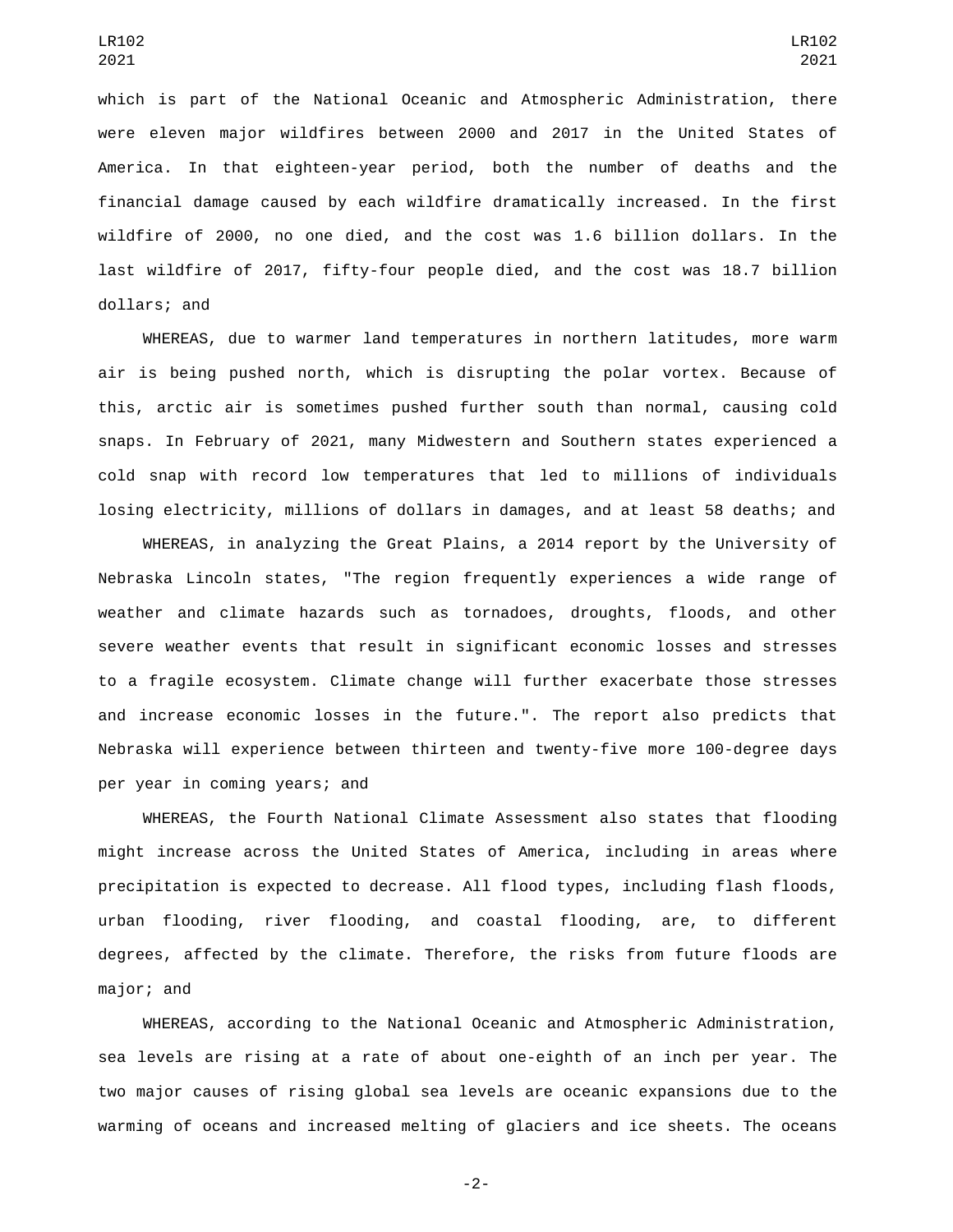which is part of the National Oceanic and Atmospheric Administration, there were eleven major wildfires between 2000 and 2017 in the United States of America. In that eighteen-year period, both the number of deaths and the financial damage caused by each wildfire dramatically increased. In the first wildfire of 2000, no one died, and the cost was 1.6 billion dollars. In the last wildfire of 2017, fifty-four people died, and the cost was 18.7 billion dollars; and

WHEREAS, due to warmer land temperatures in northern latitudes, more warm air is being pushed north, which is disrupting the polar vortex. Because of this, arctic air is sometimes pushed further south than normal, causing cold snaps. In February of 2021, many Midwestern and Southern states experienced a cold snap with record low temperatures that led to millions of individuals losing electricity, millions of dollars in damages, and at least 58 deaths; and

WHEREAS, in analyzing the Great Plains, a 2014 report by the University of Nebraska Lincoln states, "The region frequently experiences a wide range of weather and climate hazards such as tornadoes, droughts, floods, and other severe weather events that result in significant economic losses and stresses to a fragile ecosystem. Climate change will further exacerbate those stresses and increase economic losses in the future.". The report also predicts that Nebraska will experience between thirteen and twenty-five more 100-degree days per year in coming years; and

WHEREAS, the Fourth National Climate Assessment also states that flooding might increase across the United States of America, including in areas where precipitation is expected to decrease. All flood types, including flash floods, urban flooding, river flooding, and coastal flooding, are, to different degrees, affected by the climate. Therefore, the risks from future floods are major; and

WHEREAS, according to the National Oceanic and Atmospheric Administration, sea levels are rising at a rate of about one-eighth of an inch per year. The two major causes of rising global sea levels are oceanic expansions due to the warming of oceans and increased melting of glaciers and ice sheets. The oceans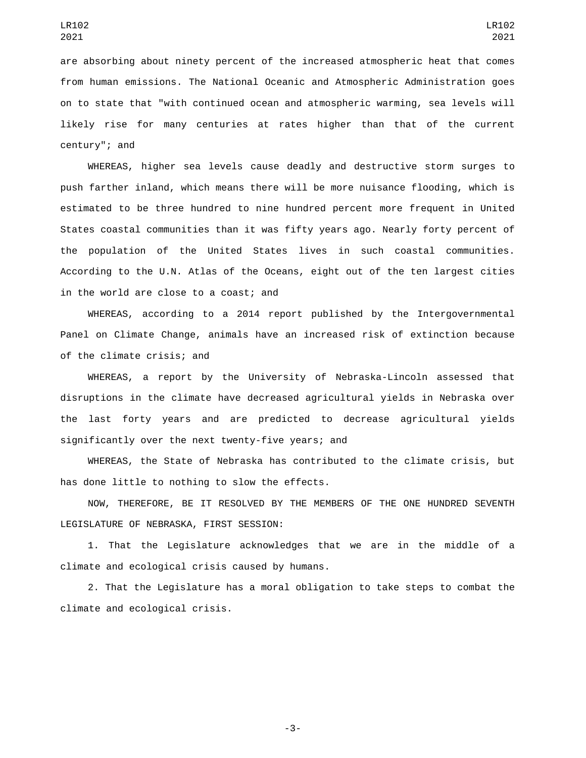are absorbing about ninety percent of the increased atmospheric heat that comes from human emissions. The National Oceanic and Atmospheric Administration goes on to state that "with continued ocean and atmospheric warming, sea levels will likely rise for many centuries at rates higher than that of the current century"; and

WHEREAS, higher sea levels cause deadly and destructive storm surges to push farther inland, which means there will be more nuisance flooding, which is estimated to be three hundred to nine hundred percent more frequent in United States coastal communities than it was fifty years ago. Nearly forty percent of the population of the United States lives in such coastal communities. According to the U.N. Atlas of the Oceans, eight out of the ten largest cities in the world are close to a coast; and

WHEREAS, according to a 2014 report published by the Intergovernmental Panel on Climate Change, animals have an increased risk of extinction because of the climate crisis; and

WHEREAS, a report by the University of Nebraska-Lincoln assessed that disruptions in the climate have decreased agricultural yields in Nebraska over the last forty years and are predicted to decrease agricultural yields significantly over the next twenty-five years; and

WHEREAS, the State of Nebraska has contributed to the climate crisis, but has done little to nothing to slow the effects.

NOW, THEREFORE, BE IT RESOLVED BY THE MEMBERS OF THE ONE HUNDRED SEVENTH LEGISLATURE OF NEBRASKA, FIRST SESSION:

1. That the Legislature acknowledges that we are in the middle of a climate and ecological crisis caused by humans.

2. That the Legislature has a moral obligation to take steps to combat the climate and ecological crisis.